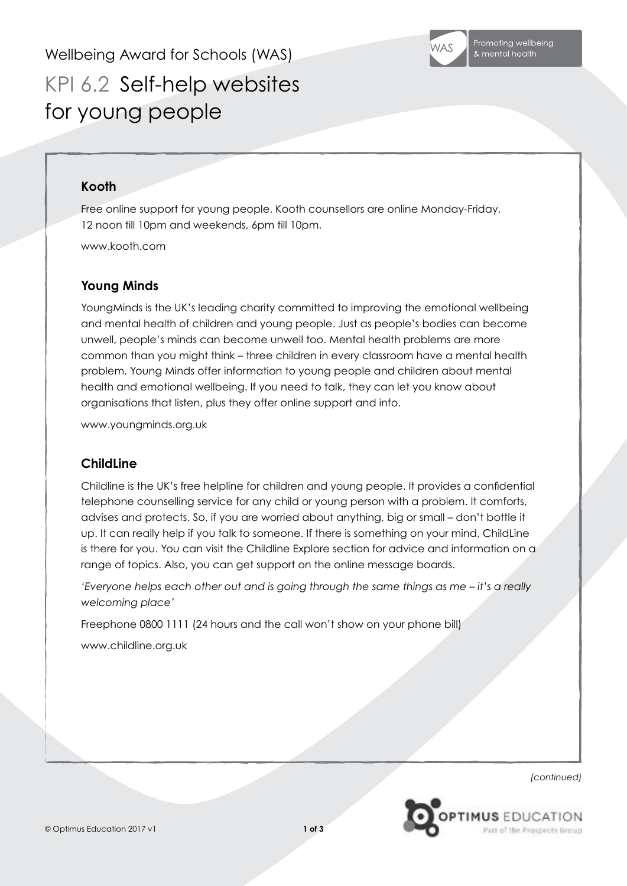Wellbeing Award for Schools (WAS)

# KPI 6.2 Self-help websites for young people

### Kooth

Free online support for young people. Kooth counsellors are online Monday-Friday, 12 noon till 10pm and weekends, 6pm till 10pm.

www.kooth.com

### Young Minds

YoungMinds is the UK's leading charity committed to improving the emotional wellbeing and mental health of children and young people. Just as people's bodies can become unwell, people's minds can become unwell too. Mental health problems are more common than you might think – three children in every classroom have a mental health problem. Young Minds offer information to young people and children about mental health and emotional wellbeing. If you need to talk, they can let you know about organisations that listen, plus they offer online support and info.

www.youngminds.org.uk

### ChildLine

Childline is the UK's free helpline for children and young people. It provides a confidential telephone counselling service for any child or young person with a problem. It comforts, advises and protects. So, if you are worried about anything, big or small – don't bottle it up. It can really help if you talk to someone. If there is something on your mind, ChildLine is there for you. You can visit the Childline Explore section for advice and information on a range of topics. Also, you can get support on the online message boards.

*'Everyone helps each other out and is going through the same things as me – it's a really welcoming place'*

Freephone 0800 1111 (24 hours and the call won't show on your phone bill)

www.childline.org.uk

*(continued)*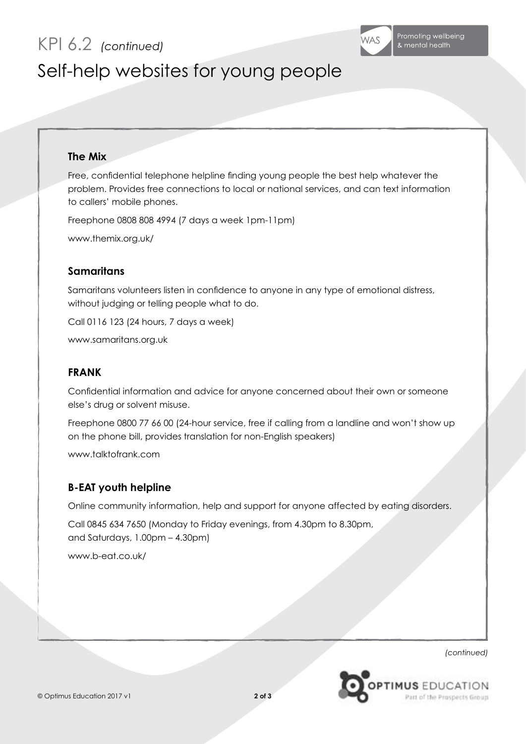# KPI 6.2 *(continued)*

# Self-help websites for young people

### The Mix

Free, confidential telephone helpline finding young people the best help whatever the problem. Provides free connections to local or national services, and can text information to callers' mobile phones.

Freephone 0808 808 4994 (7 days a week 1pm-11pm)

www.themix.org.uk/

### Samaritans

Samaritans volunteers listen in confidence to anyone in any type of emotional distress, without judging or telling people what to do.

Call 0116 123 (24 hours, 7 days a week)

www.samaritans.org.uk

### FRANK

Confidential information and advice for anyone concerned about their own or someone else's drug or solvent misuse.

Freephone 0800 77 66 00 (24-hour service, free if calling from a landline and won't show up on the phone bill, provides translation for non-English speakers)

www.talktofrank.com

### B-EAT youth helpline

Online community information, help and support for anyone affected by eating disorders.

Call 0845 634 7650 (Monday to Friday evenings, from 4.30pm to 8.30pm, and Saturdays, 1.00pm – 4.30pm)

www.b-eat.co.uk/

*(continued)*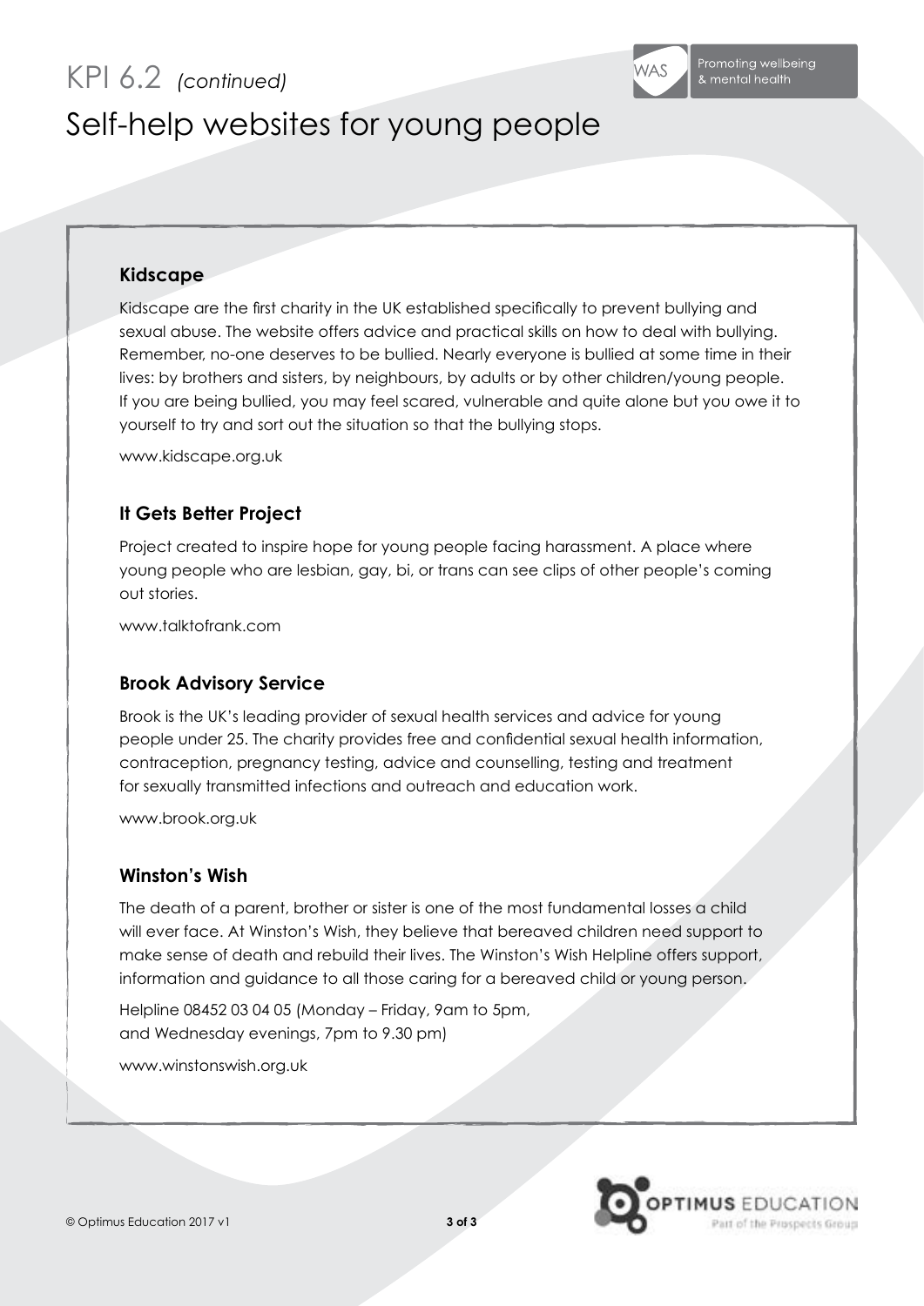# KPI 6.2 *(continued)*

# Self-help websites for young people

### Kidscape

Kidscape are the first charity in the UK established specifically to prevent bullying and sexual abuse. The website offers advice and practical skills on how to deal with bullying. Remember, no-one deserves to be bullied. Nearly everyone is bullied at some time in their lives: by brothers and sisters, by neighbours, by adults or by other children/young people. If you are being bullied, you may feel scared, vulnerable and quite alone but you owe it to yourself to try and sort out the situation so that the bullying stops.

www.kidscape.org.uk

### It Gets Better Project

Project created to inspire hope for young people facing harassment. A place where young people who are lesbian, gay, bi, or trans can see clips of other people's coming out stories.

www.talktofrank.com

### Brook Advisory Service

Brook is the UK's leading provider of sexual health services and advice for young people under 25. The charity provides free and confidential sexual health information, contraception, pregnancy testing, advice and counselling, testing and treatment for sexually transmitted infections and outreach and education work.

www.brook.org.uk

### Winston's Wish

The death of a parent, brother or sister is one of the most fundamental losses a child will ever face. At Winston's Wish, they believe that bereaved children need support to make sense of death and rebuild their lives. The Winston's Wish Helpline offers support, information and guidance to all those caring for a bereaved child or young person.

Helpline 08452 03 04 05 (Monday – Friday, 9am to 5pm, and Wednesday evenings, 7pm to 9.30 pm)

www.winstonswish.org.uk